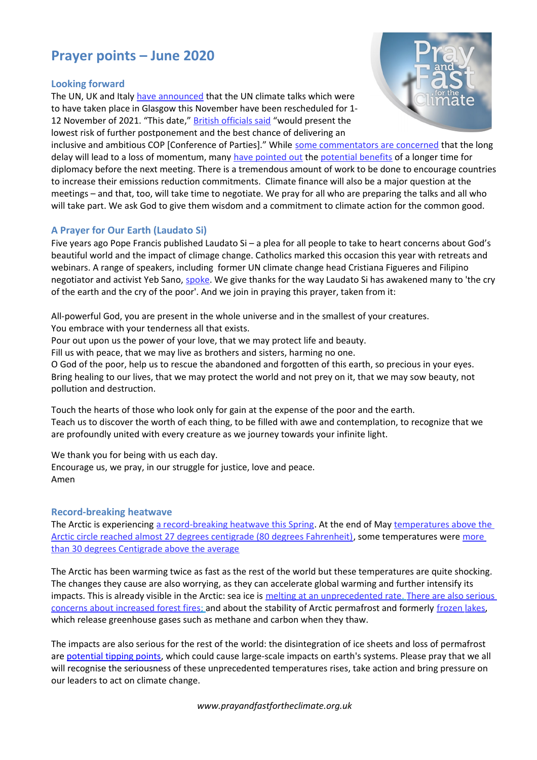# Prayer points – June 2020

## Looking forward

The UN, UK and Italy have announced that the UN climate talks which were to have taken place in Glasgow this November have been rescheduled for 1-12 November of 2021. "This date," British officials said "would present the lowest risk of further postponement and the best chance of delivering an inclusive and ambitious COP [Conference of Parties]." While some commentators are concerned that the long delay will lead to a loss of momentum, many have pointed out the potential benefits of a longer time for diplomacy before the next meeting. There is a tremendous amount of work to be done to encourage countries to increase their emissions reduction commitments. Climate finance will also be a major question at the meetings – and that, too, will take time to negotiate. We pray for all who are preparing the talks and all who will take part. We ask God to give them wisdom and a commitment to climate action for the common good.

## A Prayer for Our Earth (Laudato Si)

Five years ago Pope Francis published Laudato Si – a plea for all people to take to heart concerns about God's beautiful world and the impact of climage change. Catholics marked this occasion this year with retreats and webinars. A range of speakers, including former UN climate change head Cristiana Figueres and Filipino negotiator and activist Yeb Sano, spoke. We give thanks for the way Laudato Si has awakened many to 'the cry of the earth and the cry of the poor'. And we join in praying this prayer, taken from it:

All-powerful God, you are present in the whole universe and in the smallest of your creatures.
You embrace with your tenderness all that exists.
Pour out upon us the power of your love, that we may protect life and beauty.
Fill us with peace, that we may live as brothers and sisters, harming no one.
O God of the poor, help us to rescue the abandoned and forgotten of this earth, so precious in your eyes.
Bring healing to our lives, that we may protect the world and not prey on it, that we may sow beauty, not pollution and destruction.

Touch the hearts of those who look only for gain at the expense of the poor and the earth.
Teach us to discover the worth of each thing, to be filled with awe and contemplation, to recognize that we are profoundly united with every creature as we journey towards your infinite light.

We thank you for being with us each day.
Encourage us, we pray, in our struggle for justice, love and peace.
Amen

## Record-breaking heatwave

The Arctic is experiencing a record-breaking heatwave this Spring. At the end of May temperatures above the Arctic circle reached almost 27 degrees centigrade (80 degrees Fahrenheit), some temperatures were more than 30 degrees Centigrade above the average

The Arctic has been warming twice as fast as the rest of the world but these temperatures are quite shocking. The changes they cause are also worrying, as they can accelerate global warming and further intensify its impacts. This is already visible in the Arctic: sea ice is melting at an unprecedented rate. There are also serious concerns about increased forest fires; and about the stability of Arctic permafrost and formerly frozen lakes, which release greenhouse gases such as methane and carbon when they thaw.

The impacts are also serious for the rest of the world: the disintegration of ice sheets and loss of permafrost are potential tipping points, which could cause large-scale impacts on earth's systems. Please pray that we all will recognise the seriousness of these unprecedented temperatures rises, take action and bring pressure on our leaders to act on climate change.

*www.prayandfastfortheclimate.org.uk*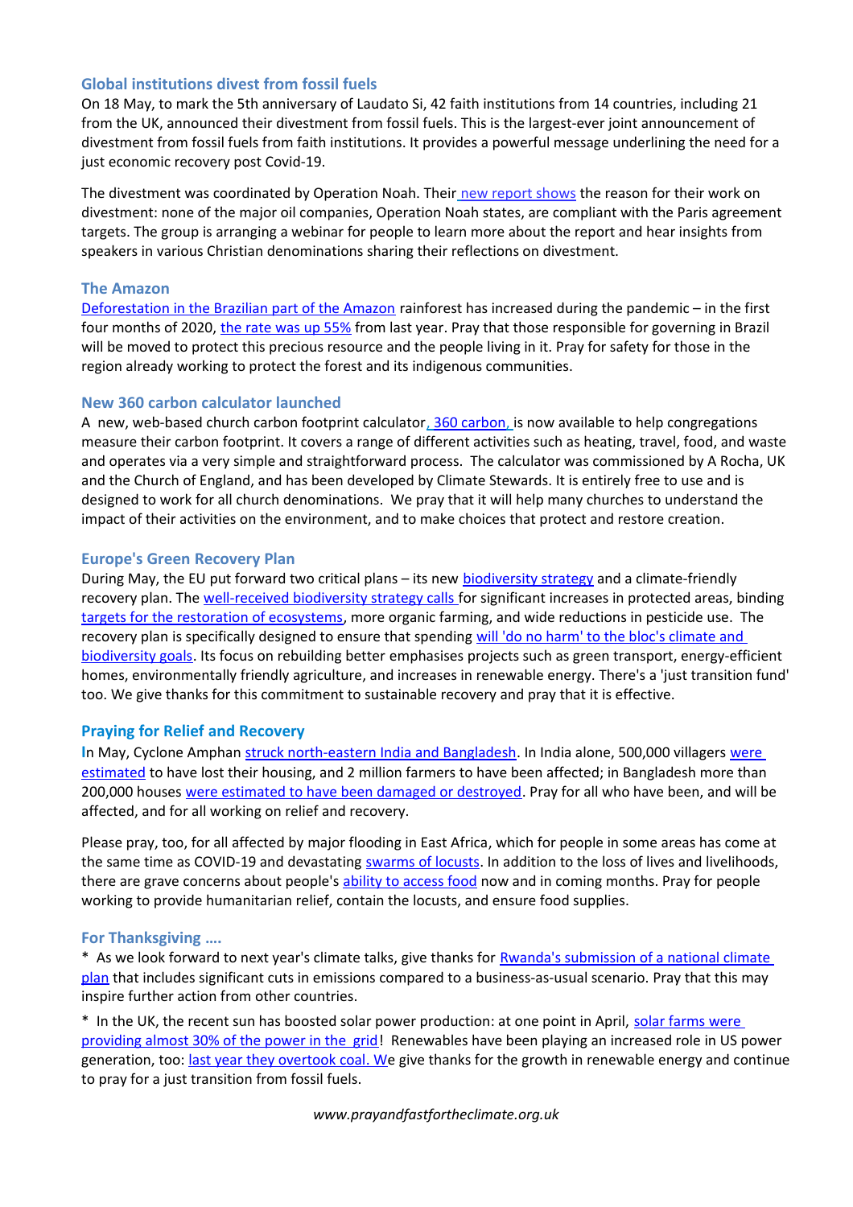### Global institutions divest from fossil fuels

On 18 May, to mark the 5th anniversary of Laudato Si, 42 faith institutions from 14 countries, including 21 from the UK, announced their divestment from fossil fuels. This is the largest-ever joint announcement of divestment from fossil fuels from faith institutions. It provides a powerful message underlining the need for a just economic recovery post Covid-19.

The divestment was coordinated by Operation Noah. Their new report shows the reason for their work on divestment: none of the major oil companies, Operation Noah states, are compliant with the Paris agreement targets. The group is arranging a webinar for people to learn more about the report and hear insights from speakers in various Christian denominations sharing their reflections on divestment.

### The Amazon

Deforestation in the Brazilian part of the Amazon rainforest has increased during the pandemic – in the first four months of 2020, the rate was up 55% from last year. Pray that those responsible for governing in Brazil will be moved to protect this precious resource and the people living in it. Pray for safety for those in the region already working to protect the forest and its indigenous communities.

### New 360 carbon calculator launched

A new, web-based church carbon footprint calculator, 360 carbon, is now available to help congregations measure their carbon footprint. It covers a range of different activities such as heating, travel, food, and waste and operates via a very simple and straightforward process. The calculator was commissioned by A Rocha, UK and the Church of England, and has been developed by Climate Stewards. It is entirely free to use and is designed to work for all church denominations. We pray that it will help many churches to understand the impact of their activities on the environment, and to make choices that protect and restore creation.

### Europe's Green Recovery Plan

During May, the EU put forward two critical plans – its new biodiversity strategy and a climate-friendly recovery plan. The well-received biodiversity strategy calls for significant increases in protected areas, binding targets for the restoration of ecosystems, more organic farming, and wide reductions in pesticide use. The recovery plan is specifically designed to ensure that spending will 'do no harm' to the bloc's climate and biodiversity goals. Its focus on rebuilding better emphasises projects such as green transport, energy-efficient homes, environmentally friendly agriculture, and increases in renewable energy. There's a 'just transition fund' too. We give thanks for this commitment to sustainable recovery and pray that it is effective.

### Praying for Relief and Recovery

In May, Cyclone Amphan struck north-eastern India and Bangladesh. In India alone, 500,000 villagers were estimated to have lost their housing, and 2 million farmers to have been affected; in Bangladesh more than 200,000 houses were estimated to have been damaged or destroyed. Pray for all who have been, and will be affected, and for all working on relief and recovery.

Please pray, too, for all affected by major flooding in East Africa, which for people in some areas has come at the same time as COVID-19 and devastating swarms of locusts. In addition to the loss of lives and livelihoods, there are grave concerns about people's ability to access food now and in coming months. Pray for people working to provide humanitarian relief, contain the locusts, and ensure food supplies.

### For Thanksgiving ….

* As we look forward to next year's climate talks, give thanks for Rwanda's submission of a national climate plan that includes significant cuts in emissions compared to a business-as-usual scenario. Pray that this may inspire further action from other countries.

* In the UK, the recent sun has boosted solar power production: at one point in April, solar farms were providing almost 30% of the power in the grid! Renewables have been playing an increased role in US power generation, too: last year they overtook coal. We give thanks for the growth in renewable energy and continue to pray for a just transition from fossil fuels.

*www.prayandfastfortheclimate.org.uk*